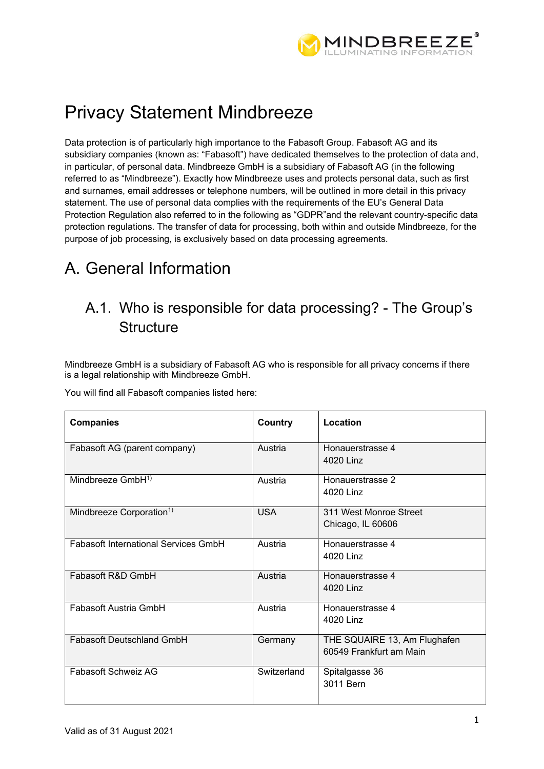# Privacy Statement Mindbreeze

Data protection is of particularly high importance to the Fabasoft Group. Fabasoft AG and its subsidiary companies (known as: "Fabasoft") have dedicated themselves to the protection of data and, in particular, of personal data. Mindbreeze GmbH is a subsidiary of Fabasoft AG (in the following referred to as "Mindbreeze"). Exactly how Mindbreeze uses and protects personal data, such as first and surnames, email addresses or telephone numbers, will be outlined in more detail in this privacy statement. The use of personal data complies with the requirements of the EU's General Data Protection Regulation also referred to in the following as "GDPR"and the relevant country-specific data protection regulations. The transfer of data for processing, both within and outside Mindbreeze, for the purpose of job processing, is exclusively based on data processing agreements.

# A. General Information

## A.1. Who is responsible for data processing? - The Group's Structure

Mindbreeze GmbH is a subsidiary of Fabasoft AG who is responsible for all privacy concerns if there is a legal relationship with Mindbreeze GmbH.

You will find all Fabasoft companies listed here:

| Companies | Country | Location |
|---|---|---|
| Fabasoft AG (parent company) | Austria | Honauerstrasse 4<br>4020 Linz |
| Mindbreeze GmbH[1)] | Austria | Honauerstrasse 2<br>4020 Linz |
| Mindbreeze Corporation[1)] | USA | 311 West Monroe Street<br>Chicago, IL 60606 |
| Fabasoft International Services GmbH | Austria | Honauerstrasse 4<br>4020 Linz |
| Fabasoft R&D GmbH | Austria | Honauerstrasse 4<br>4020 Linz |
| Fabasoft Austria GmbH | Austria | Honauerstrasse 4<br>4020 Linz |
| Fabasoft Deutschland GmbH | Germany | THE SQUAIRE 13, Am Flughafen<br>60549 Frankfurt am Main |
| Fabasoft Schweiz AG | Switzerland | Spitalgasse 36<br>3011 Bern |

Valid as of 31 August 2021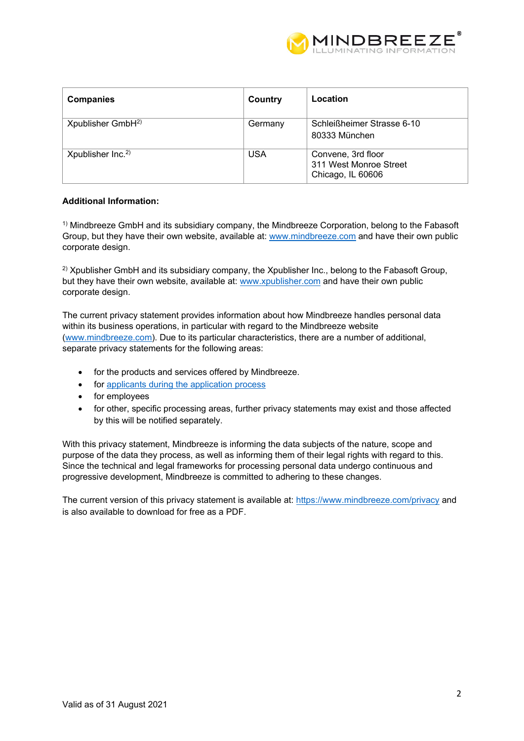| Companies | Country | Location |
|---|---|---|
| Xpublisher GmbH[2)] | Germany | Schleißheimer Strasse 6-10<br>80333 München |
| Xpublisher Inc.[2)] | USA | Convene, 3rd floor<br>311 West Monroe Street<br>Chicago, IL 60606 |

**Additional Information:**

[1)] Mindbreeze GmbH and its subsidiary company, the Mindbreeze Corporation, belong to the Fabasoft Group, but they have their own website, available at: www.mindbreeze.com and have their own public corporate design.

[2)] Xpublisher GmbH and its subsidiary company, the Xpublisher Inc., belong to the Fabasoft Group, but they have their own website, available at: www.xpublisher.com and have their own public corporate design.

The current privacy statement provides information about how Mindbreeze handles personal data within its business operations, in particular with regard to the Mindbreeze website (www.mindbreeze.com). Due to its particular characteristics, there are a number of additional, separate privacy statements for the following areas:

- for the products and services offered by Mindbreeze.
- for applicants during the application process
- for employees
- for other, specific processing areas, further privacy statements may exist and those affected by this will be notified separately.

With this privacy statement, Mindbreeze is informing the data subjects of the nature, scope and purpose of the data they process, as well as informing them of their legal rights with regard to this. Since the technical and legal frameworks for processing personal data undergo continuous and progressive development, Mindbreeze is committed to adhering to these changes.

The current version of this privacy statement is available at: https://www.mindbreeze.com/privacy and is also available to download for free as a PDF.

Valid as of 31 August 2021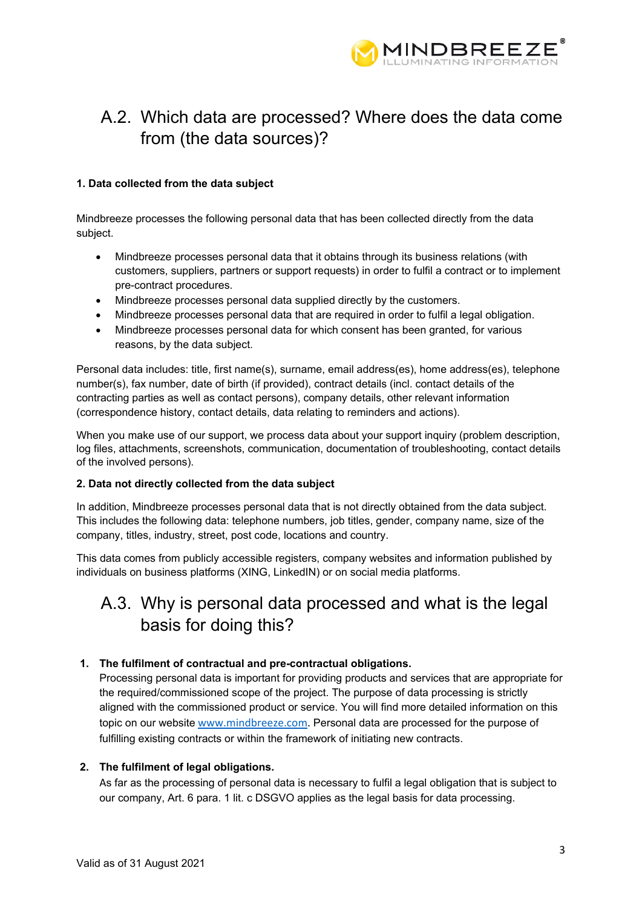## A.2. Which data are processed? Where does the data come from (the data sources)?

**1. Data collected from the data subject**

Mindbreeze processes the following personal data that has been collected directly from the data subject.

- Mindbreeze processes personal data that it obtains through its business relations (with customers, suppliers, partners or support requests) in order to fulfil a contract or to implement pre-contract procedures.
- Mindbreeze processes personal data supplied directly by the customers.
- Mindbreeze processes personal data that are required in order to fulfil a legal obligation.
- Mindbreeze processes personal data for which consent has been granted, for various reasons, by the data subject.

Personal data includes: title, first name(s), surname, email address(es), home address(es), telephone number(s), fax number, date of birth (if provided), contract details (incl. contact details of the contracting parties as well as contact persons), company details, other relevant information (correspondence history, contact details, data relating to reminders and actions).

When you make use of our support, we process data about your support inquiry (problem description, log files, attachments, screenshots, communication, documentation of troubleshooting, contact details of the involved persons).

**2. Data not directly collected from the data subject**

In addition, Mindbreeze processes personal data that is not directly obtained from the data subject. This includes the following data: telephone numbers, job titles, gender, company name, size of the company, titles, industry, street, post code, locations and country.

This data comes from publicly accessible registers, company websites and information published by individuals on business platforms (XING, LinkedIN) or on social media platforms.

## A.3. Why is personal data processed and what is the legal basis for doing this?

1. **The fulfilment of contractual and pre-contractual obligations.**
   Processing personal data is important for providing products and services that are appropriate for the required/commissioned scope of the project. The purpose of data processing is strictly aligned with the commissioned product or service. You will find more detailed information on this topic on our website [www.mindbreeze.com](http://www.mindbreeze.com). Personal data are processed for the purpose of fulfilling existing contracts or within the framework of initiating new contracts.

2. **The fulfilment of legal obligations.**
   As far as the processing of personal data is necessary to fulfil a legal obligation that is subject to our company, Art. 6 para. 1 lit. c DSGVO applies as the legal basis for data processing.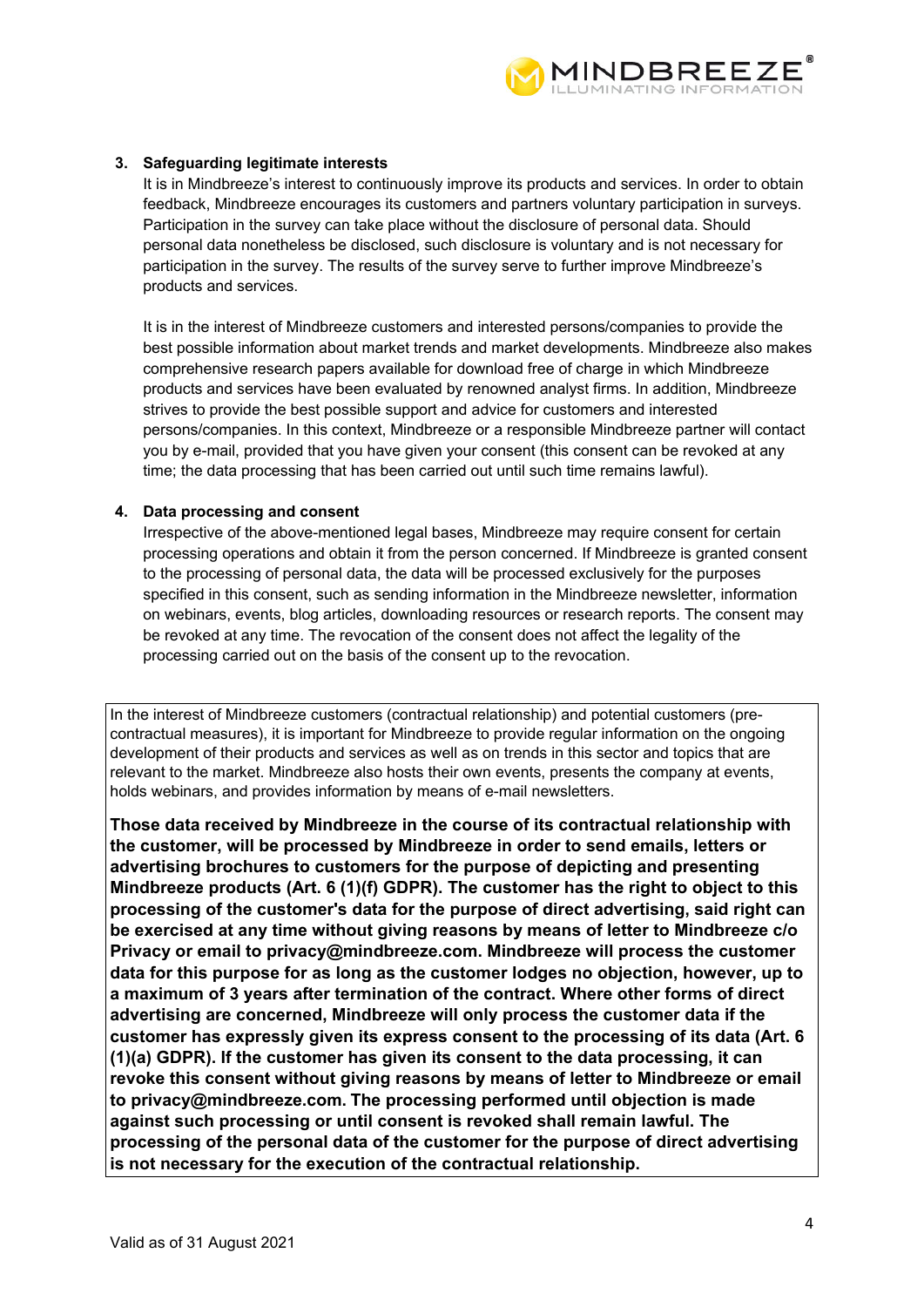3. **Safeguarding legitimate interests**

   It is in Mindbreeze's interest to continuously improve its products and services. In order to obtain feedback, Mindbreeze encourages its customers and partners voluntary participation in surveys. Participation in the survey can take place without the disclosure of personal data. Should personal data nonetheless be disclosed, such disclosure is voluntary and is not necessary for participation in the survey. The results of the survey serve to further improve Mindbreeze's products and services.

   It is in the interest of Mindbreeze customers and interested persons/companies to provide the best possible information about market trends and market developments. Mindbreeze also makes comprehensive research papers available for download free of charge in which Mindbreeze products and services have been evaluated by renowned analyst firms. In addition, Mindbreeze strives to provide the best possible support and advice for customers and interested persons/companies. In this context, Mindbreeze or a responsible Mindbreeze partner will contact you by e-mail, provided that you have given your consent (this consent can be revoked at any time; the data processing that has been carried out until such time remains lawful).

4. **Data processing and consent**

   Irrespective of the above-mentioned legal bases, Mindbreeze may require consent for certain processing operations and obtain it from the person concerned. If Mindbreeze is granted consent to the processing of personal data, the data will be processed exclusively for the purposes specified in this consent, such as sending information in the Mindbreeze newsletter, information on webinars, events, blog articles, downloading resources or research reports. The consent may be revoked at any time. The revocation of the consent does not affect the legality of the processing carried out on the basis of the consent up to the revocation.

In the interest of Mindbreeze customers (contractual relationship) and potential customers (pre-contractual measures), it is important for Mindbreeze to provide regular information on the ongoing development of their products and services as well as on trends in this sector and topics that are relevant to the market. Mindbreeze also hosts their own events, presents the company at events, holds webinars, and provides information by means of e-mail newsletters.

**Those data received by Mindbreeze in the course of its contractual relationship with the customer, will be processed by Mindbreeze in order to send emails, letters or advertising brochures to customers for the purpose of depicting and presenting Mindbreeze products (Art. 6 (1)(f) GDPR). The customer has the right to object to this processing of the customer's data for the purpose of direct advertising, said right can be exercised at any time without giving reasons by means of letter to Mindbreeze c/o Privacy or email to privacy@mindbreeze.com. Mindbreeze will process the customer data for this purpose for as long as the customer lodges no objection, however, up to a maximum of 3 years after termination of the contract. Where other forms of direct advertising are concerned, Mindbreeze will only process the customer data if the customer has expressly given its express consent to the processing of its data (Art. 6 (1)(a) GDPR). If the customer has given its consent to the data processing, it can revoke this consent without giving reasons by means of letter to Mindbreeze or email to privacy@mindbreeze.com. The processing performed until objection is made against such processing or until consent is revoked shall remain lawful. The processing of the personal data of the customer for the purpose of direct advertising is not necessary for the execution of the contractual relationship.**

Valid as of 31 August 2021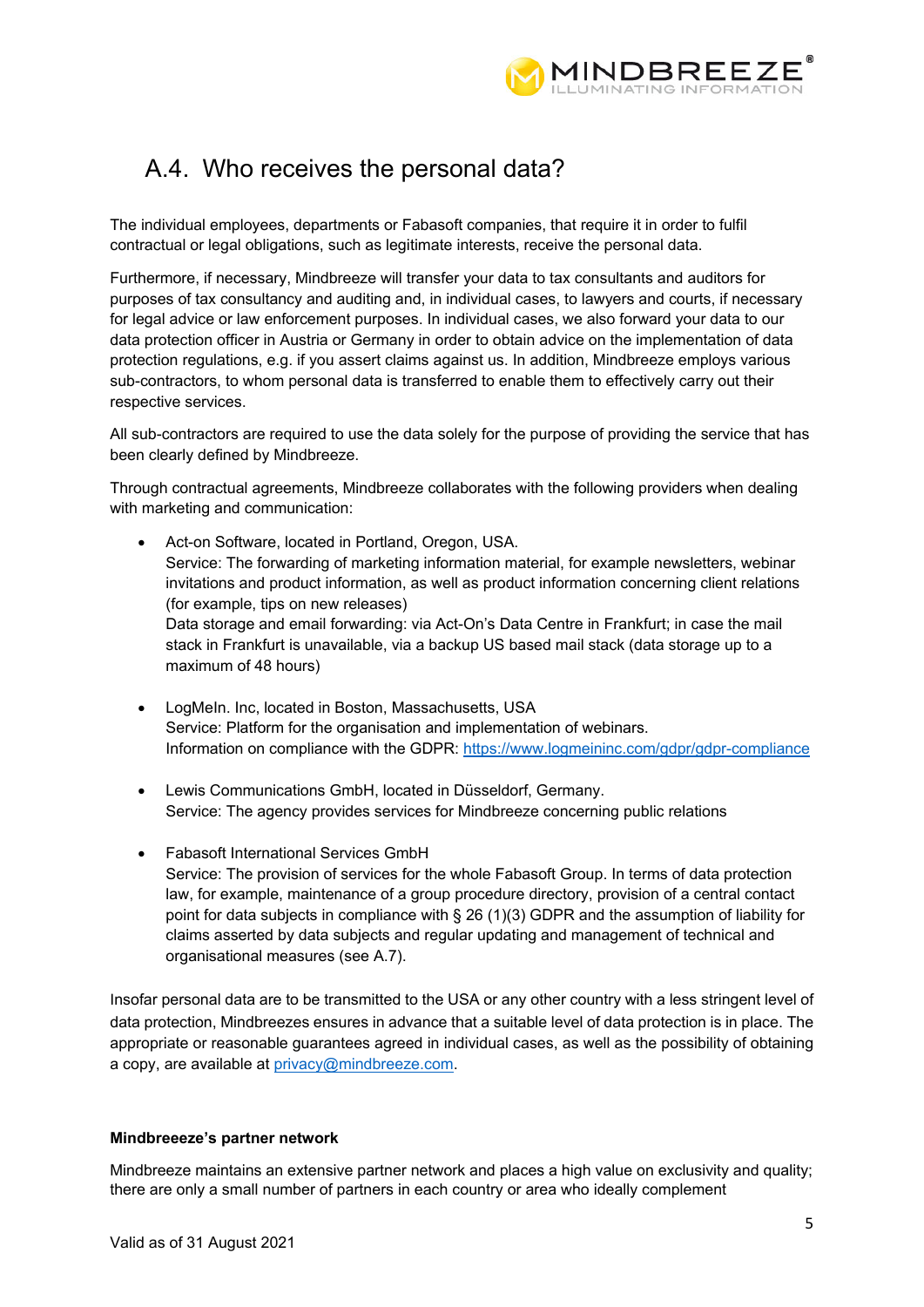## A.4. Who receives the personal data?

The individual employees, departments or Fabasoft companies, that require it in order to fulfil contractual or legal obligations, such as legitimate interests, receive the personal data.

Furthermore, if necessary, Mindbreeze will transfer your data to tax consultants and auditors for purposes of tax consultancy and auditing and, in individual cases, to lawyers and courts, if necessary for legal advice or law enforcement purposes. In individual cases, we also forward your data to our data protection officer in Austria or Germany in order to obtain advice on the implementation of data protection regulations, e.g. if you assert claims against us. In addition, Mindbreeze employs various sub-contractors, to whom personal data is transferred to enable them to effectively carry out their respective services.

All sub-contractors are required to use the data solely for the purpose of providing the service that has been clearly defined by Mindbreeze.

Through contractual agreements, Mindbreeze collaborates with the following providers when dealing with marketing and communication:

- Act-on Software, located in Portland, Oregon, USA.  
  Service: The forwarding of marketing information material, for example newsletters, webinar invitations and product information, as well as product information concerning client relations (for example, tips on new releases)  
  Data storage and email forwarding: via Act-On's Data Centre in Frankfurt; in case the mail stack in Frankfurt is unavailable, via a backup US based mail stack (data storage up to a maximum of 48 hours)

- LogMeIn. Inc, located in Boston, Massachusetts, USA  
  Service: Platform for the organisation and implementation of webinars.  
  Information on compliance with the GDPR: https://www.logmeininc.com/gdpr/gdpr-compliance

- Lewis Communications GmbH, located in Düsseldorf, Germany.  
  Service: The agency provides services for Mindbreeze concerning public relations

- Fabasoft International Services GmbH  
  Service: The provision of services for the whole Fabasoft Group. In terms of data protection law, for example, maintenance of a group procedure directory, provision of a central contact point for data subjects in compliance with § 26 (1)(3) GDPR and the assumption of liability for claims asserted by data subjects and regular updating and management of technical and organisational measures (see A.7).

Insofar personal data are to be transmitted to the USA or any other country with a less stringent level of data protection, Mindbreezes ensures in advance that a suitable level of data protection is in place. The appropriate or reasonable guarantees agreed in individual cases, as well as the possibility of obtaining a copy, are available at privacy@mindbreeze.com.

**Mindbreeeze's partner network**

Mindbreeze maintains an extensive partner network and places a high value on exclusivity and quality; there are only a small number of partners in each country or area who ideally complement

Valid as of 31 August 2021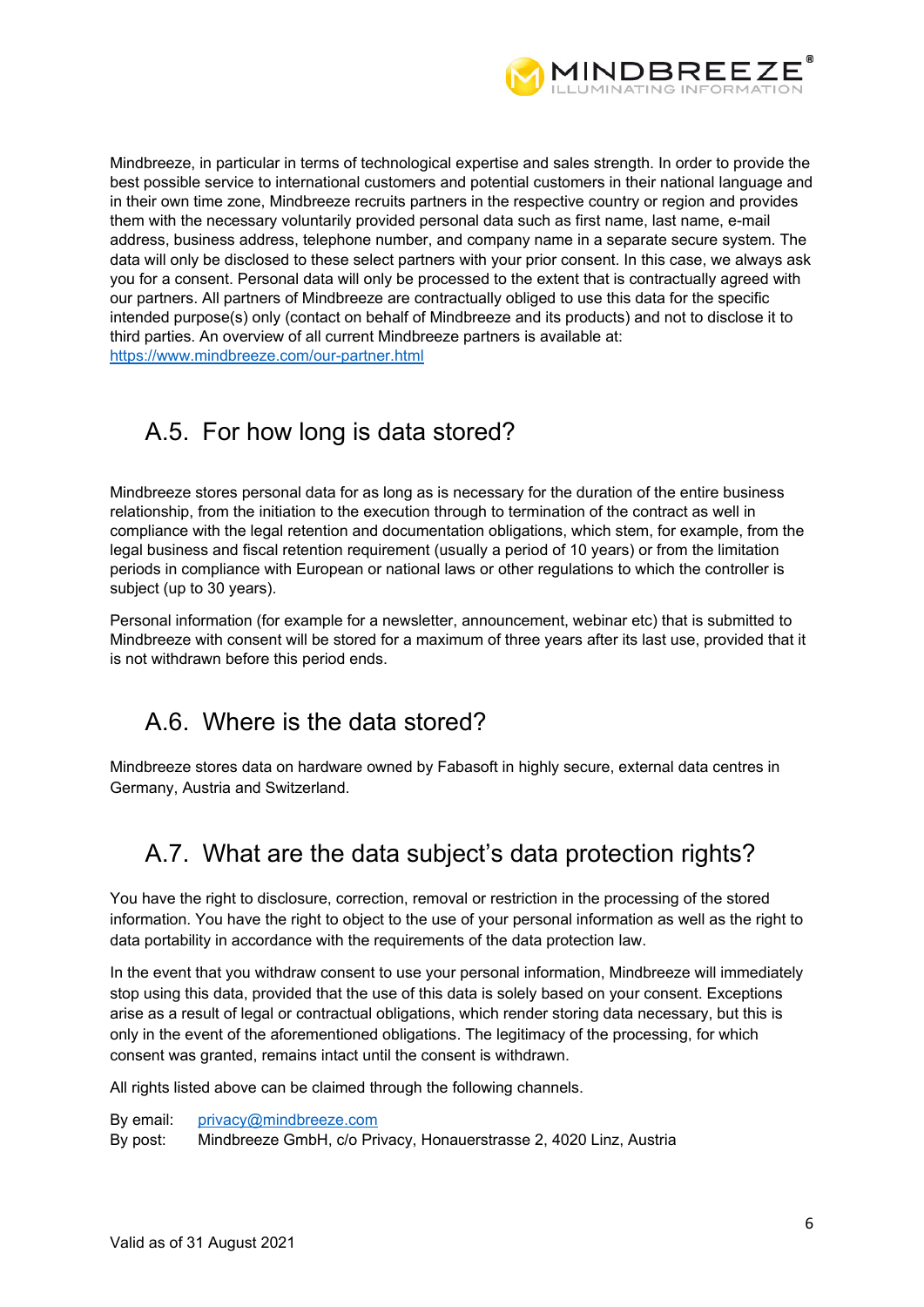Mindbreeze, in particular in terms of technological expertise and sales strength. In order to provide the best possible service to international customers and potential customers in their national language and in their own time zone, Mindbreeze recruits partners in the respective country or region and provides them with the necessary voluntarily provided personal data such as first name, last name, e-mail address, business address, telephone number, and company name in a separate secure system. The data will only be disclosed to these select partners with your prior consent. In this case, we always ask you for a consent. Personal data will only be processed to the extent that is contractually agreed with our partners. All partners of Mindbreeze are contractually obliged to use this data for the specific intended purpose(s) only (contact on behalf of Mindbreeze and its products) and not to disclose it to third parties. An overview of all current Mindbreeze partners is available at: https://www.mindbreeze.com/our-partner.html

## A.5. For how long is data stored?

Mindbreeze stores personal data for as long as is necessary for the duration of the entire business relationship, from the initiation to the execution through to termination of the contract as well in compliance with the legal retention and documentation obligations, which stem, for example, from the legal business and fiscal retention requirement (usually a period of 10 years) or from the limitation periods in compliance with European or national laws or other regulations to which the controller is subject (up to 30 years).

Personal information (for example for a newsletter, announcement, webinar etc) that is submitted to Mindbreeze with consent will be stored for a maximum of three years after its last use, provided that it is not withdrawn before this period ends.

## A.6. Where is the data stored?

Mindbreeze stores data on hardware owned by Fabasoft in highly secure, external data centres in Germany, Austria and Switzerland.

## A.7. What are the data subject's data protection rights?

You have the right to disclosure, correction, removal or restriction in the processing of the stored information. You have the right to object to the use of your personal information as well as the right to data portability in accordance with the requirements of the data protection law.

In the event that you withdraw consent to use your personal information, Mindbreeze will immediately stop using this data, provided that the use of this data is solely based on your consent. Exceptions arise as a result of legal or contractual obligations, which render storing data necessary, but this is only in the event of the aforementioned obligations. The legitimacy of the processing, for which consent was granted, remains intact until the consent is withdrawn.

All rights listed above can be claimed through the following channels.

By email: privacy@mindbreeze.com
By post: Mindbreeze GmbH, c/o Privacy, Honauerstrasse 2, 4020 Linz, Austria

Valid as of 31 August 2021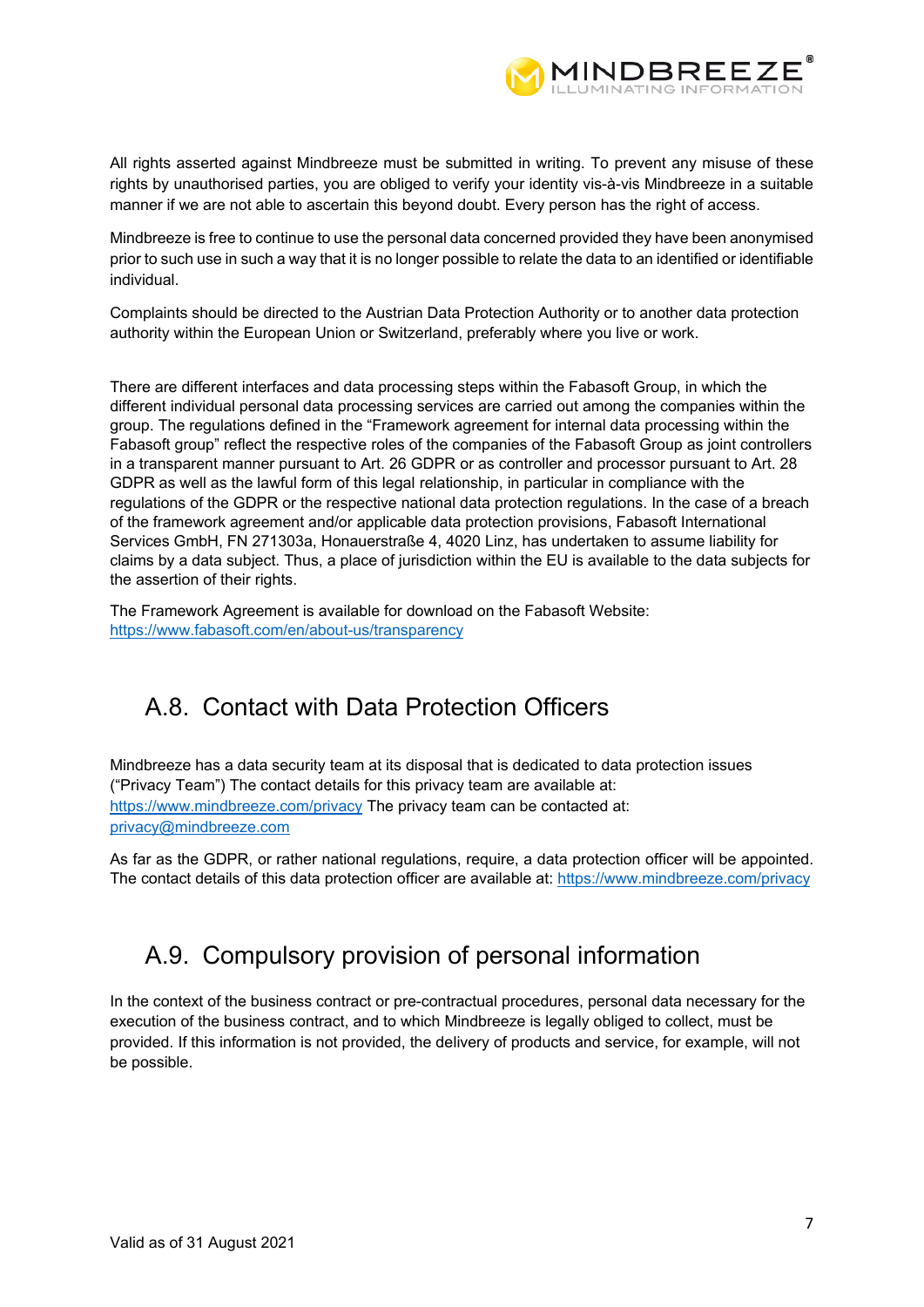All rights asserted against Mindbreeze must be submitted in writing. To prevent any misuse of these rights by unauthorised parties, you are obliged to verify your identity vis-à-vis Mindbreeze in a suitable manner if we are not able to ascertain this beyond doubt. Every person has the right of access.

Mindbreeze is free to continue to use the personal data concerned provided they have been anonymised prior to such use in such a way that it is no longer possible to relate the data to an identified or identifiable individual.

Complaints should be directed to the Austrian Data Protection Authority or to another data protection authority within the European Union or Switzerland, preferably where you live or work.

There are different interfaces and data processing steps within the Fabasoft Group, in which the different individual personal data processing services are carried out among the companies within the group. The regulations defined in the "Framework agreement for internal data processing within the Fabasoft group" reflect the respective roles of the companies of the Fabasoft Group as joint controllers in a transparent manner pursuant to Art. 26 GDPR or as controller and processor pursuant to Art. 28 GDPR as well as the lawful form of this legal relationship, in particular in compliance with the regulations of the GDPR or the respective national data protection regulations. In the case of a breach of the framework agreement and/or applicable data protection provisions, Fabasoft International Services GmbH, FN 271303a, Honauerstraße 4, 4020 Linz, has undertaken to assume liability for claims by a data subject. Thus, a place of jurisdiction within the EU is available to the data subjects for the assertion of their rights.

The Framework Agreement is available for download on the Fabasoft Website: [https://www.fabasoft.com/en/about-us/transparency](https://www.fabasoft.com/en/about-us/transparency)

## A.8. Contact with Data Protection Officers

Mindbreeze has a data security team at its disposal that is dedicated to data protection issues ("Privacy Team") The contact details for this privacy team are available at: [https://www.mindbreeze.com/privacy](https://www.mindbreeze.com/privacy) The privacy team can be contacted at: [privacy@mindbreeze.com](mailto:privacy@mindbreeze.com)

As far as the GDPR, or rather national regulations, require, a data protection officer will be appointed. The contact details of this data protection officer are available at: [https://www.mindbreeze.com/privacy](https://www.mindbreeze.com/privacy)

## A.9. Compulsory provision of personal information

In the context of the business contract or pre-contractual procedures, personal data necessary for the execution of the business contract, and to which Mindbreeze is legally obliged to collect, must be provided. If this information is not provided, the delivery of products and service, for example, will not be possible.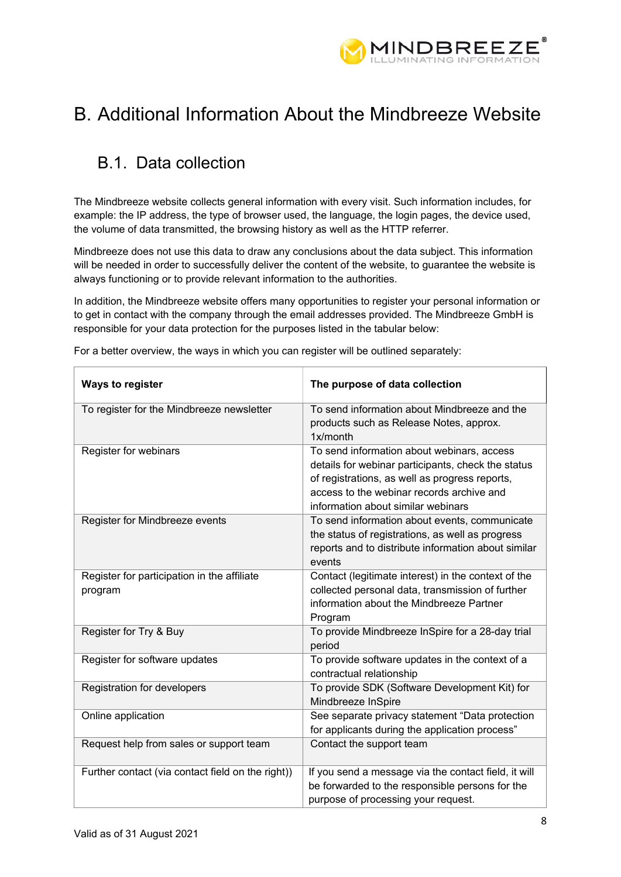# B. Additional Information About the Mindbreeze Website

## B.1. Data collection

The Mindbreeze website collects general information with every visit. Such information includes, for example: the IP address, the type of browser used, the language, the login pages, the device used, the volume of data transmitted, the browsing history as well as the HTTP referrer.

Mindbreeze does not use this data to draw any conclusions about the data subject. This information will be needed in order to successfully deliver the content of the website, to guarantee the website is always functioning or to provide relevant information to the authorities.

In addition, the Mindbreeze website offers many opportunities to register your personal information or to get in contact with the company through the email addresses provided. The Mindbreeze GmbH is responsible for your data protection for the purposes listed in the tabular below:

For a better overview, the ways in which you can register will be outlined separately:

| Ways to register | The purpose of data collection |
|---|---|
| To register for the Mindbreeze newsletter | To send information about Mindbreeze and the products such as Release Notes, approx. 1x/month |
| Register for webinars | To send information about webinars, access details for webinar participants, check the status of registrations, as well as progress reports, access to the webinar records archive and information about similar webinars |
| Register for Mindbreeze events | To send information about events, communicate the status of registrations, as well as progress reports and to distribute information about similar events |
| Register for participation in the affiliate program | Contact (legitimate interest) in the context of the collected personal data, transmission of further information about the Mindbreeze Partner Program |
| Register for Try & Buy | To provide Mindbreeze InSpire for a 28-day trial period |
| Register for software updates | To provide software updates in the context of a contractual relationship |
| Registration for developers | To provide SDK (Software Development Kit) for Mindbreeze InSpire |
| Online application | See separate privacy statement “Data protection for applicants during the application process” |
| Request help from sales or support team | Contact the support team |
| Further contact (via contact field on the right)) | If you send a message via the contact field, it will be forwarded to the responsible persons for the purpose of processing your request. |

Valid as of 31 August 2021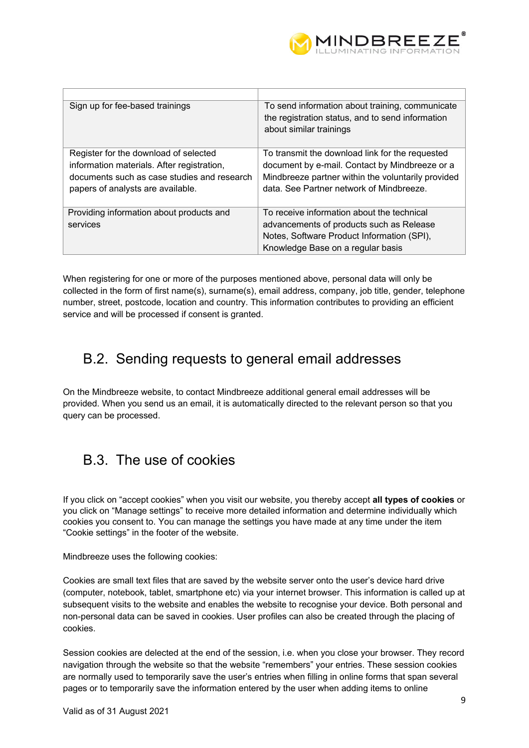| | |
|---|---|
| Sign up for fee-based trainings | To send information about training, communicate the registration status, and to send information about similar trainings |
| Register for the download of selected information materials. After registration, documents such as case studies and research papers of analysts are available. | To transmit the download link for the requested document by e-mail. Contact by Mindbreeze or a Mindbreeze partner within the voluntarily provided data. See Partner network of Mindbreeze. |
| Providing information about products and services | To receive information about the technical advancements of products such as Release Notes, Software Product Information (SPI), Knowledge Base on a regular basis |

When registering for one or more of the purposes mentioned above, personal data will only be collected in the form of first name(s), surname(s), email address, company, job title, gender, telephone number, street, postcode, location and country. This information contributes to providing an efficient service and will be processed if consent is granted.

## B.2. Sending requests to general email addresses

On the Mindbreeze website, to contact Mindbreeze additional general email addresses will be provided. When you send us an email, it is automatically directed to the relevant person so that you query can be processed.

## B.3. The use of cookies

If you click on “accept cookies” when you visit our website, you thereby accept **all types of cookies** or you click on “Manage settings” to receive more detailed information and determine individually which cookies you consent to. You can manage the settings you have made at any time under the item “Cookie settings” in the footer of the website.

Mindbreeze uses the following cookies:

Cookies are small text files that are saved by the website server onto the user’s device hard drive (computer, notebook, tablet, smartphone etc) via your internet browser. This information is called up at subsequent visits to the website and enables the website to recognise your device. Both personal and non-personal data can be saved in cookies. User profiles can also be created through the placing of cookies.

Session cookies are delected at the end of the session, i.e. when you close your browser. They record navigation through the website so that the website “remembers” your entries. These session cookies are normally used to temporarily save the user’s entries when filling in online forms that span several pages or to temporarily save the information entered by the user when adding items to online

Valid as of 31 August 2021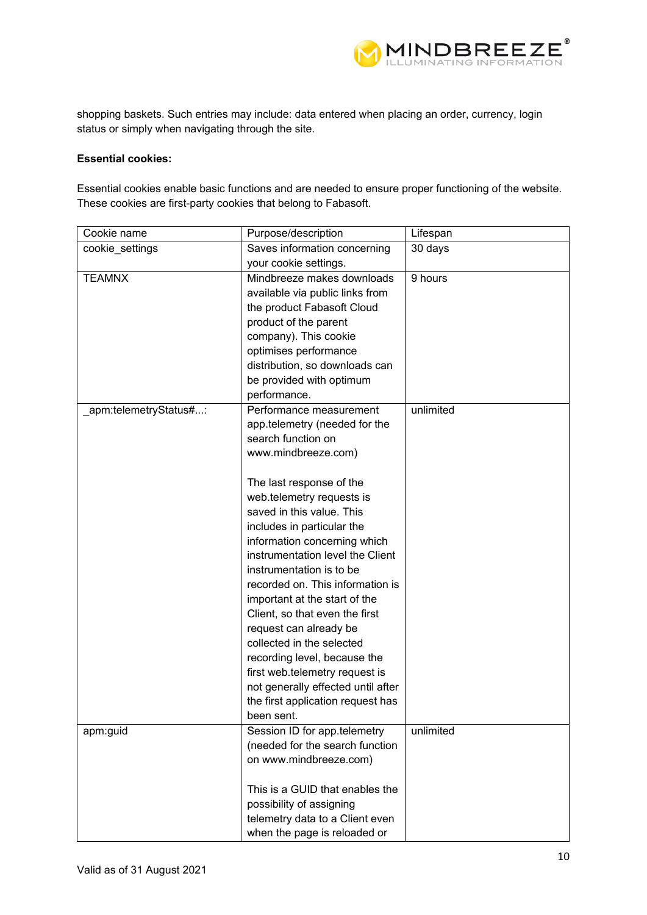shopping baskets. Such entries may include: data entered when placing an order, currency, login status or simply when navigating through the site.

**Essential cookies:**

Essential cookies enable basic functions and are needed to ensure proper functioning of the website. These cookies are first-party cookies that belong to Fabasoft.

| Cookie name | Purpose/description | Lifespan |
|---|---|---|
| cookie_settings | Saves information concerning your cookie settings. | 30 days |
| TEAMNX | Mindbreeze makes downloads available via public links from the product Fabasoft Cloud product of the parent company). This cookie optimises performance distribution, so downloads can be provided with optimum performance. | 9 hours |
| _apm:telemetryStatus#...: | Performance measurement app.telemetry (needed for the search function on www.mindbreeze.com)<br><br>The last response of the web.telemetry requests is saved in this value. This includes in particular the information concerning which instrumentation level the Client instrumentation is to be recorded on. This information is important at the start of the Client, so that even the first request can already be collected in the selected recording level, because the first web.telemetry request is not generally effected until after the first application request has been sent. | unlimited |
| apm:guid | Session ID for app.telemetry (needed for the search function on www.mindbreeze.com)<br><br>This is a GUID that enables the possibility of assigning telemetry data to a Client even when the page is reloaded or | unlimited |

Valid as of 31 August 2021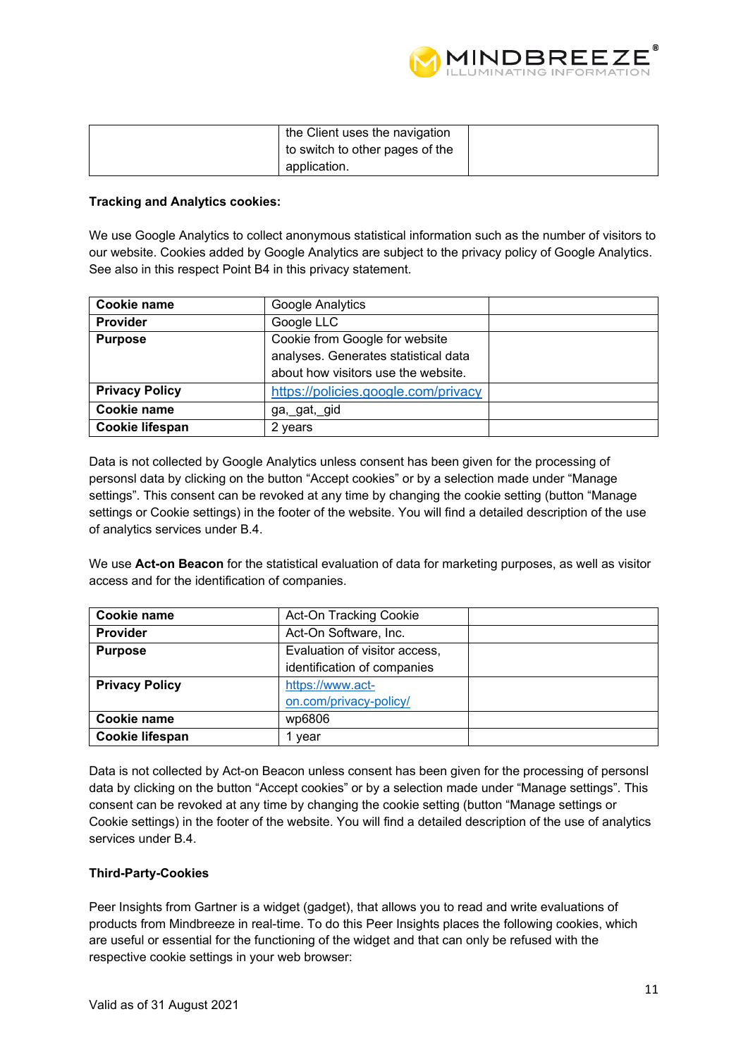| | the Client uses the navigation to switch to other pages of the application. | |
|---|---|---|

**Tracking and Analytics cookies:**

We use Google Analytics to collect anonymous statistical information such as the number of visitors to our website. Cookies added by Google Analytics are subject to the privacy policy of Google Analytics. See also in this respect Point B4 in this privacy statement.

| **Cookie name** | Google Analytics | |
|---|---|---|
| **Provider** | Google LLC | |
| **Purpose** | Cookie from Google for website analyses. Generates statistical data about how visitors use the website. | |
| **Privacy Policy** | https://policies.google.com/privacy | |
| **Cookie name** | ga,_gat,_gid | |
| **Cookie lifespan** | 2 years | |

Data is not collected by Google Analytics unless consent has been given for the processing of personsl data by clicking on the button "Accept cookies" or by a selection made under "Manage settings". This consent can be revoked at any time by changing the cookie setting (button "Manage settings or Cookie settings) in the footer of the website. You will find a detailed description of the use of analytics services under B.4.

We use **Act-on Beacon** for the statistical evaluation of data for marketing purposes, as well as visitor access and for the identification of companies.

| **Cookie name** | Act-On Tracking Cookie | |
|---|---|---|
| **Provider** | Act-On Software, Inc. | |
| **Purpose** | Evaluation of visitor access, identification of companies | |
| **Privacy Policy** | https://www.act-on.com/privacy-policy/ | |
| **Cookie name** | wp6806 | |
| **Cookie lifespan** | 1 year | |

Data is not collected by Act-on Beacon unless consent has been given for the processing of personsl data by clicking on the button "Accept cookies" or by a selection made under "Manage settings". This consent can be revoked at any time by changing the cookie setting (button "Manage settings or Cookie settings) in the footer of the website. You will find a detailed description of the use of analytics services under B.4.

**Third-Party-Cookies**

Peer Insights from Gartner is a widget (gadget), that allows you to read and write evaluations of products from Mindbreeze in real-time. To do this Peer Insights places the following cookies, which are useful or essential for the functioning of the widget and that can only be refused with the respective cookie settings in your web browser:

Valid as of 31 August 2021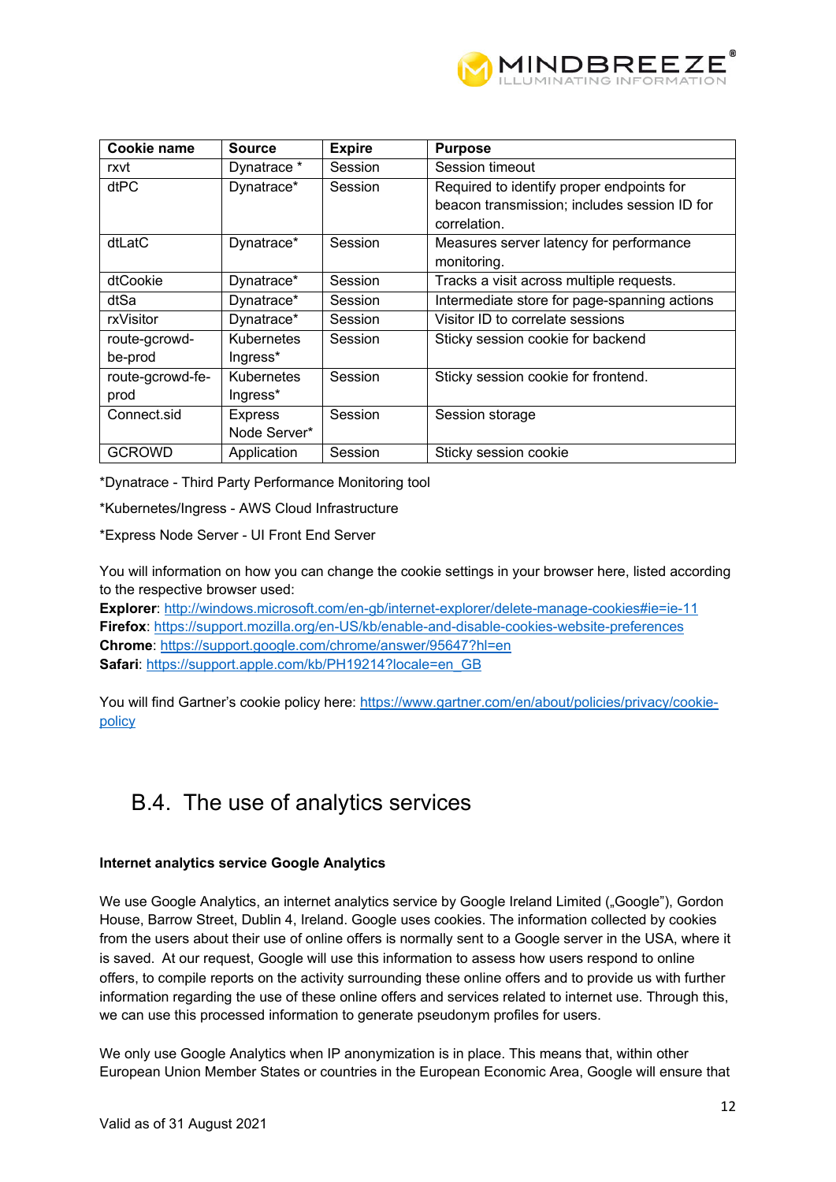| Cookie name | Source | Expire | Purpose |
|---|---|---|---|
| rxvt | Dynatrace * | Session | Session timeout |
| dtPC | Dynatrace* | Session | Required to identify proper endpoints for beacon transmission; includes session ID for correlation. |
| dtLatC | Dynatrace* | Session | Measures server latency for performance monitoring. |
| dtCookie | Dynatrace* | Session | Tracks a visit across multiple requests. |
| dtSa | Dynatrace* | Session | Intermediate store for page-spanning actions |
| rxVisitor | Dynatrace* | Session | Visitor ID to correlate sessions |
| route-gcrowd-be-prod | Kubernetes Ingress* | Session | Sticky session cookie for backend |
| route-gcrowd-fe-prod | Kubernetes Ingress* | Session | Sticky session cookie for frontend. |
| Connect.sid | Express Node Server* | Session | Session storage |
| GCROWD | Application | Session | Sticky session cookie |

*Dynatrace - Third Party Performance Monitoring tool

*Kubernetes/Ingress - AWS Cloud Infrastructure

*Express Node Server - UI Front End Server

You will information on how you can change the cookie settings in your browser here, listed according to the respective browser used:
**Explorer**: http://windows.microsoft.com/en-gb/internet-explorer/delete-manage-cookies#ie=ie-11
**Firefox**: https://support.mozilla.org/en-US/kb/enable-and-disable-cookies-website-preferences
**Chrome**: https://support.google.com/chrome/answer/95647?hl=en
**Safari**: https://support.apple.com/kb/PH19214?locale=en_GB

You will find Gartner's cookie policy here: https://www.gartner.com/en/about/policies/privacy/cookie-policy

## B.4. The use of analytics services

**Internet analytics service Google Analytics**

We use Google Analytics, an internet analytics service by Google Ireland Limited („Google"), Gordon House, Barrow Street, Dublin 4, Ireland. Google uses cookies. The information collected by cookies from the users about their use of online offers is normally sent to a Google server in the USA, where it is saved. At our request, Google will use this information to assess how users respond to online offers, to compile reports on the activity surrounding these online offers and to provide us with further information regarding the use of these online offers and services related to internet use. Through this, we can use this processed information to generate pseudonym profiles for users.

We only use Google Analytics when IP anonymization is in place. This means that, within other European Union Member States or countries in the European Economic Area, Google will ensure that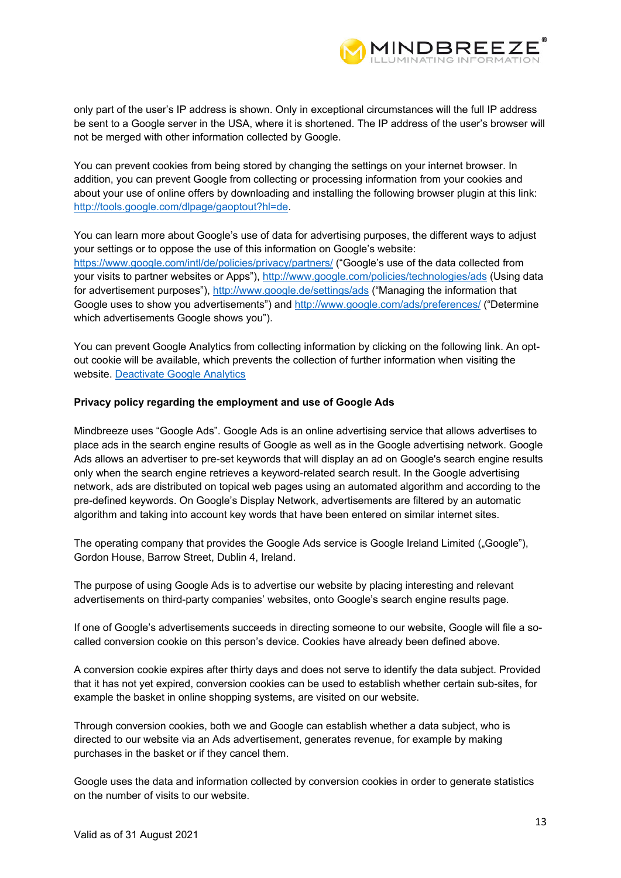only part of the user's IP address is shown. Only in exceptional circumstances will the full IP address be sent to a Google server in the USA, where it is shortened. The IP address of the user's browser will not be merged with other information collected by Google.

You can prevent cookies from being stored by changing the settings on your internet browser. In addition, you can prevent Google from collecting or processing information from your cookies and about your use of online offers by downloading and installing the following browser plugin at this link: http://tools.google.com/dlpage/gaoptout?hl=de.

You can learn more about Google's use of data for advertising purposes, the different ways to adjust your settings or to oppose the use of this information on Google's website: https://www.google.com/intl/de/policies/privacy/partners/ ("Google's use of the data collected from your visits to partner websites or Apps"), http://www.google.com/policies/technologies/ads (Using data for advertisement purposes"), http://www.google.de/settings/ads ("Managing the information that Google uses to show you advertisements") and http://www.google.com/ads/preferences/ ("Determine which advertisements Google shows you").

You can prevent Google Analytics from collecting information by clicking on the following link. An opt-out cookie will be available, which prevents the collection of further information when visiting the website. Deactivate Google Analytics

**Privacy policy regarding the employment and use of Google Ads**

Mindbreeze uses "Google Ads". Google Ads is an online advertising service that allows advertises to place ads in the search engine results of Google as well as in the Google advertising network. Google Ads allows an advertiser to pre-set keywords that will display an ad on Google's search engine results only when the search engine retrieves a keyword-related search result. In the Google advertising network, ads are distributed on topical web pages using an automated algorithm and according to the pre-defined keywords. On Google's Display Network, advertisements are filtered by an automatic algorithm and taking into account key words that have been entered on similar internet sites.

The operating company that provides the Google Ads service is Google Ireland Limited („Google"), Gordon House, Barrow Street, Dublin 4, Ireland.

The purpose of using Google Ads is to advertise our website by placing interesting and relevant advertisements on third-party companies' websites, onto Google's search engine results page.

If one of Google's advertisements succeeds in directing someone to our website, Google will file a so-called conversion cookie on this person's device. Cookies have already been defined above.

A conversion cookie expires after thirty days and does not serve to identify the data subject. Provided that it has not yet expired, conversion cookies can be used to establish whether certain sub-sites, for example the basket in online shopping systems, are visited on our website.

Through conversion cookies, both we and Google can establish whether a data subject, who is directed to our website via an Ads advertisement, generates revenue, for example by making purchases in the basket or if they cancel them.

Google uses the data and information collected by conversion cookies in order to generate statistics on the number of visits to our website.

Valid as of 31 August 2021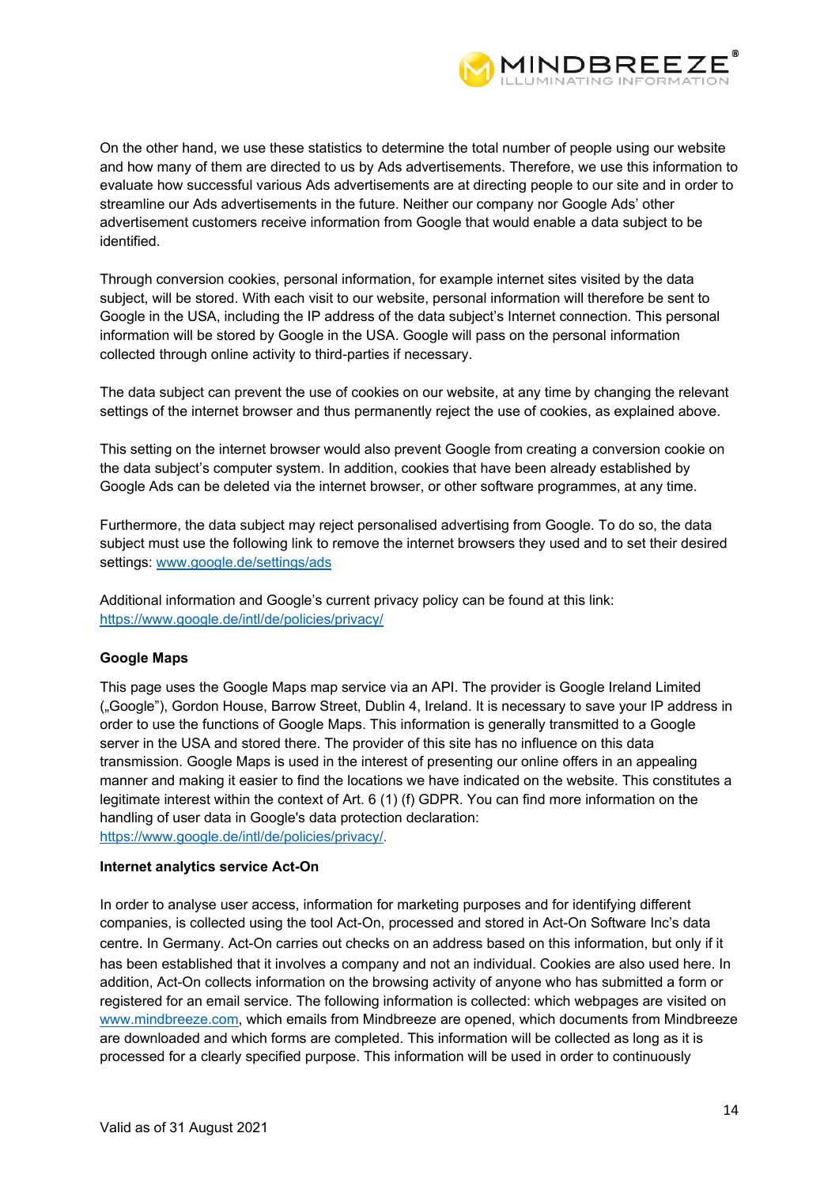On the other hand, we use these statistics to determine the total number of people using our website and how many of them are directed to us by Ads advertisements. Therefore, we use this information to evaluate how successful various Ads advertisements are at directing people to our site and in order to streamline our Ads advertisements in the future. Neither our company nor Google Ads' other advertisement customers receive information from Google that would enable a data subject to be identified.

Through conversion cookies, personal information, for example internet sites visited by the data subject, will be stored. With each visit to our website, personal information will therefore be sent to Google in the USA, including the IP address of the data subject's Internet connection. This personal information will be stored by Google in the USA. Google will pass on the personal information collected through online activity to third-parties if necessary.

The data subject can prevent the use of cookies on our website, at any time by changing the relevant settings of the internet browser and thus permanently reject the use of cookies, as explained above.

This setting on the internet browser would also prevent Google from creating a conversion cookie on the data subject's computer system. In addition, cookies that have been already established by Google Ads can be deleted via the internet browser, or other software programmes, at any time.

Furthermore, the data subject may reject personalised advertising from Google. To do so, the data subject must use the following link to remove the internet browsers they used and to set their desired settings: [www.google.de/settings/ads](www.google.de/settings/ads)

Additional information and Google's current privacy policy can be found at this link: [https://www.google.de/intl/de/policies/privacy/](https://www.google.de/intl/de/policies/privacy/)

**Google Maps**

This page uses the Google Maps map service via an API. The provider is Google Ireland Limited („Google"), Gordon House, Barrow Street, Dublin 4, Ireland. It is necessary to save your IP address in order to use the functions of Google Maps. This information is generally transmitted to a Google server in the USA and stored there. The provider of this site has no influence on this data transmission. Google Maps is used in the interest of presenting our online offers in an appealing manner and making it easier to find the locations we have indicated on the website. This constitutes a legitimate interest within the context of Art. 6 (1) (f) GDPR. You can find more information on the handling of user data in Google's data protection declaration: [https://www.google.de/intl/de/policies/privacy/](https://www.google.de/intl/de/policies/privacy/).

**Internet analytics service Act-On**

In order to analyse user access, information for marketing purposes and for identifying different companies, is collected using the tool Act-On, processed and stored in Act-On Software Inc's data centre. In Germany. Act-On carries out checks on an address based on this information, but only if it has been established that it involves a company and not an individual. Cookies are also used here. In addition, Act-On collects information on the browsing activity of anyone who has submitted a form or registered for an email service. The following information is collected: which webpages are visited on [www.mindbreeze.com](www.mindbreeze.com), which emails from Mindbreeze are opened, which documents from Mindbreeze are downloaded and which forms are completed. This information will be collected as long as it is processed for a clearly specified purpose. This information will be used in order to continuously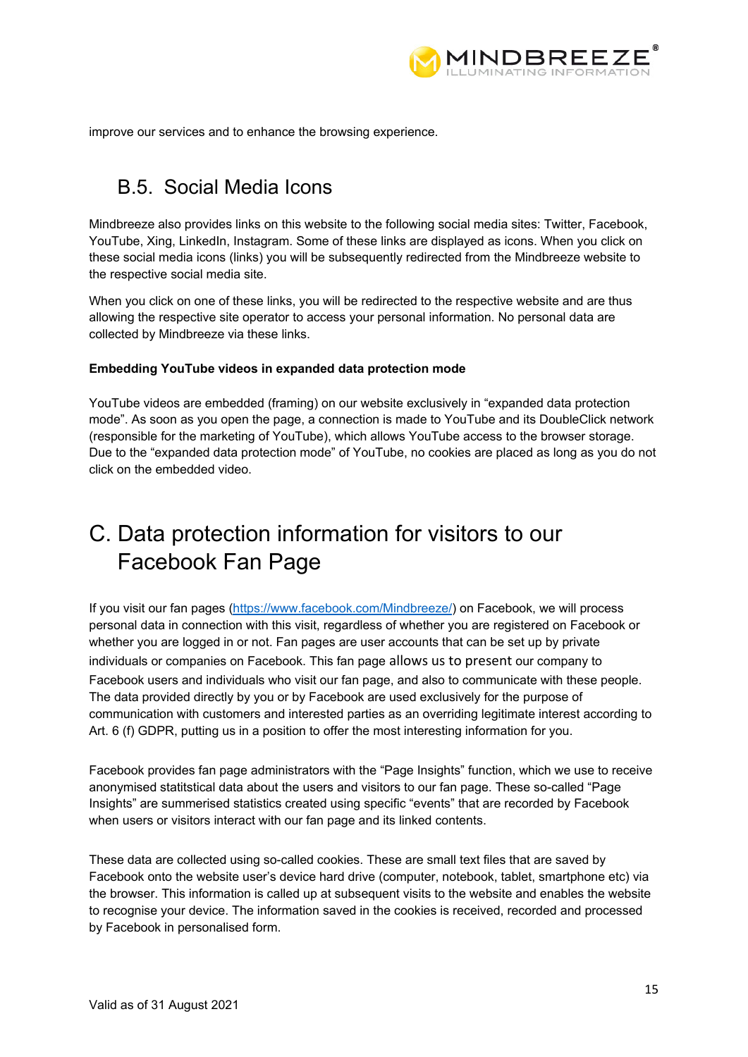improve our services and to enhance the browsing experience.

## B.5. Social Media Icons

Mindbreeze also provides links on this website to the following social media sites: Twitter, Facebook, YouTube, Xing, LinkedIn, Instagram. Some of these links are displayed as icons. When you click on these social media icons (links) you will be subsequently redirected from the Mindbreeze website to the respective social media site.

When you click on one of these links, you will be redirected to the respective website and are thus allowing the respective site operator to access your personal information. No personal data are collected by Mindbreeze via these links.

**Embedding YouTube videos in expanded data protection mode**

YouTube videos are embedded (framing) on our website exclusively in "expanded data protection mode". As soon as you open the page, a connection is made to YouTube and its DoubleClick network (responsible for the marketing of YouTube), which allows YouTube access to the browser storage. Due to the "expanded data protection mode" of YouTube, no cookies are placed as long as you do not click on the embedded video.

# C. Data protection information for visitors to our Facebook Fan Page

If you visit our fan pages ([https://www.facebook.com/Mindbreeze/](https://www.facebook.com/Mindbreeze/)) on Facebook, we will process personal data in connection with this visit, regardless of whether you are registered on Facebook or whether you are logged in or not. Fan pages are user accounts that can be set up by private individuals or companies on Facebook. This fan page allows us to present our company to Facebook users and individuals who visit our fan page, and also to communicate with these people. The data provided directly by you or by Facebook are used exclusively for the purpose of communication with customers and interested parties as an overriding legitimate interest according to Art. 6 (f) GDPR, putting us in a position to offer the most interesting information for you.

Facebook provides fan page administrators with the "Page Insights" function, which we use to receive anonymised statitstical data about the users and visitors to our fan page. These so-called "Page Insights" are summerised statistics created using specific "events" that are recorded by Facebook when users or visitors interact with our fan page and its linked contents.

These data are collected using so-called cookies. These are small text files that are saved by Facebook onto the website user's device hard drive (computer, notebook, tablet, smartphone etc) via the browser. This information is called up at subsequent visits to the website and enables the website to recognise your device. The information saved in the cookies is received, recorded and processed by Facebook in personalised form.

Valid as of 31 August 2021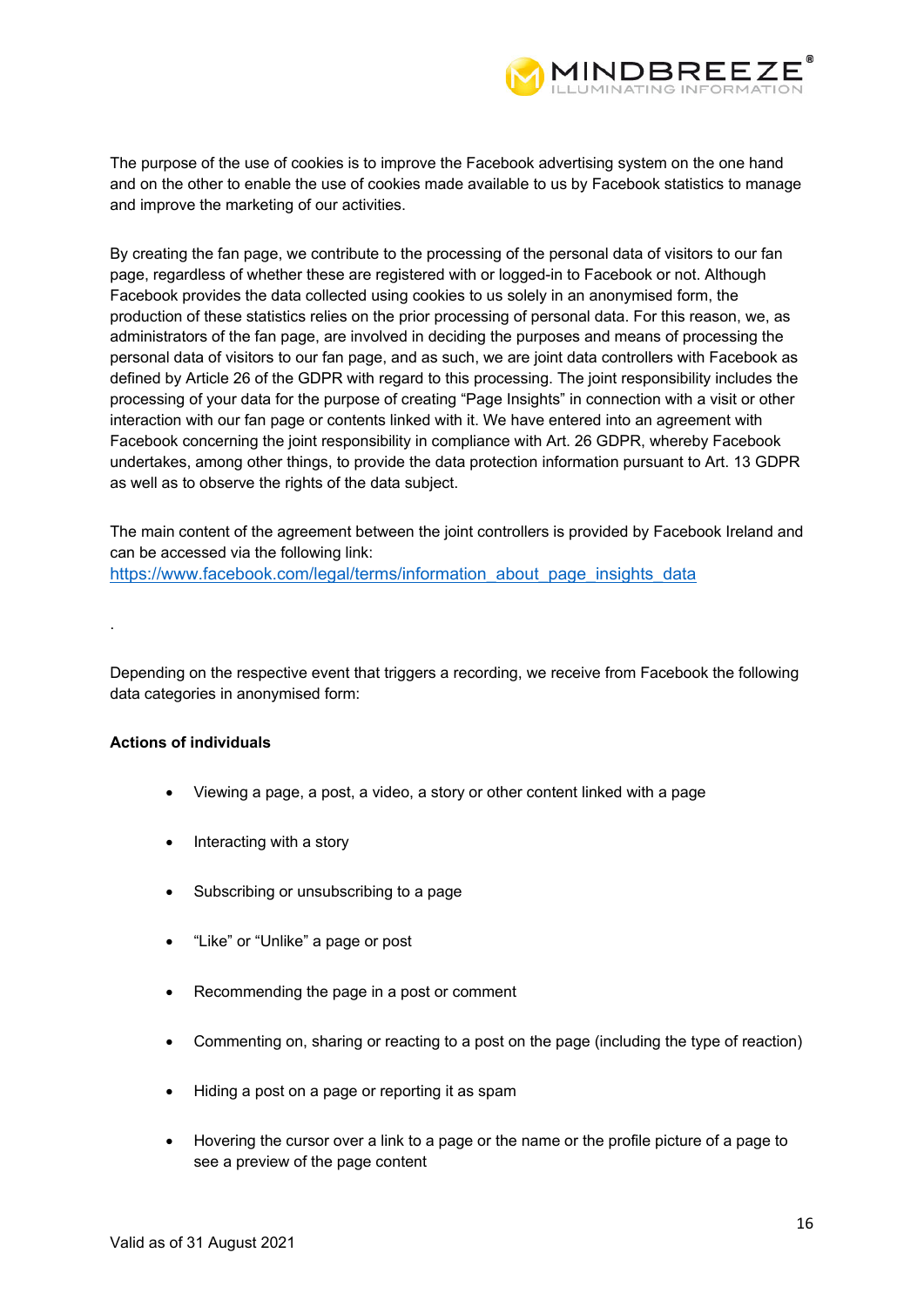The purpose of the use of cookies is to improve the Facebook advertising system on the one hand and on the other to enable the use of cookies made available to us by Facebook statistics to manage and improve the marketing of our activities.

By creating the fan page, we contribute to the processing of the personal data of visitors to our fan page, regardless of whether these are registered with or logged-in to Facebook or not. Although Facebook provides the data collected using cookies to us solely in an anonymised form, the production of these statistics relies on the prior processing of personal data. For this reason, we, as administrators of the fan page, are involved in deciding the purposes and means of processing the personal data of visitors to our fan page, and as such, we are joint data controllers with Facebook as defined by Article 26 of the GDPR with regard to this processing. The joint responsibility includes the processing of your data for the purpose of creating "Page Insights" in connection with a visit or other interaction with our fan page or contents linked with it. We have entered into an agreement with Facebook concerning the joint responsibility in compliance with Art. 26 GDPR, whereby Facebook undertakes, among other things, to provide the data protection information pursuant to Art. 13 GDPR as well as to observe the rights of the data subject.

The main content of the agreement between the joint controllers is provided by Facebook Ireland and can be accessed via the following link:
https://www.facebook.com/legal/terms/information_about_page_insights_data

.

Depending on the respective event that triggers a recording, we receive from Facebook the following data categories in anonymised form:

**Actions of individuals**

- Viewing a page, a post, a video, a story or other content linked with a page
- Interacting with a story
- Subscribing or unsubscribing to a page
- "Like" or "Unlike" a page or post
- Recommending the page in a post or comment
- Commenting on, sharing or reacting to a post on the page (including the type of reaction)
- Hiding a post on a page or reporting it as spam
- Hovering the cursor over a link to a page or the name or the profile picture of a page to see a preview of the page content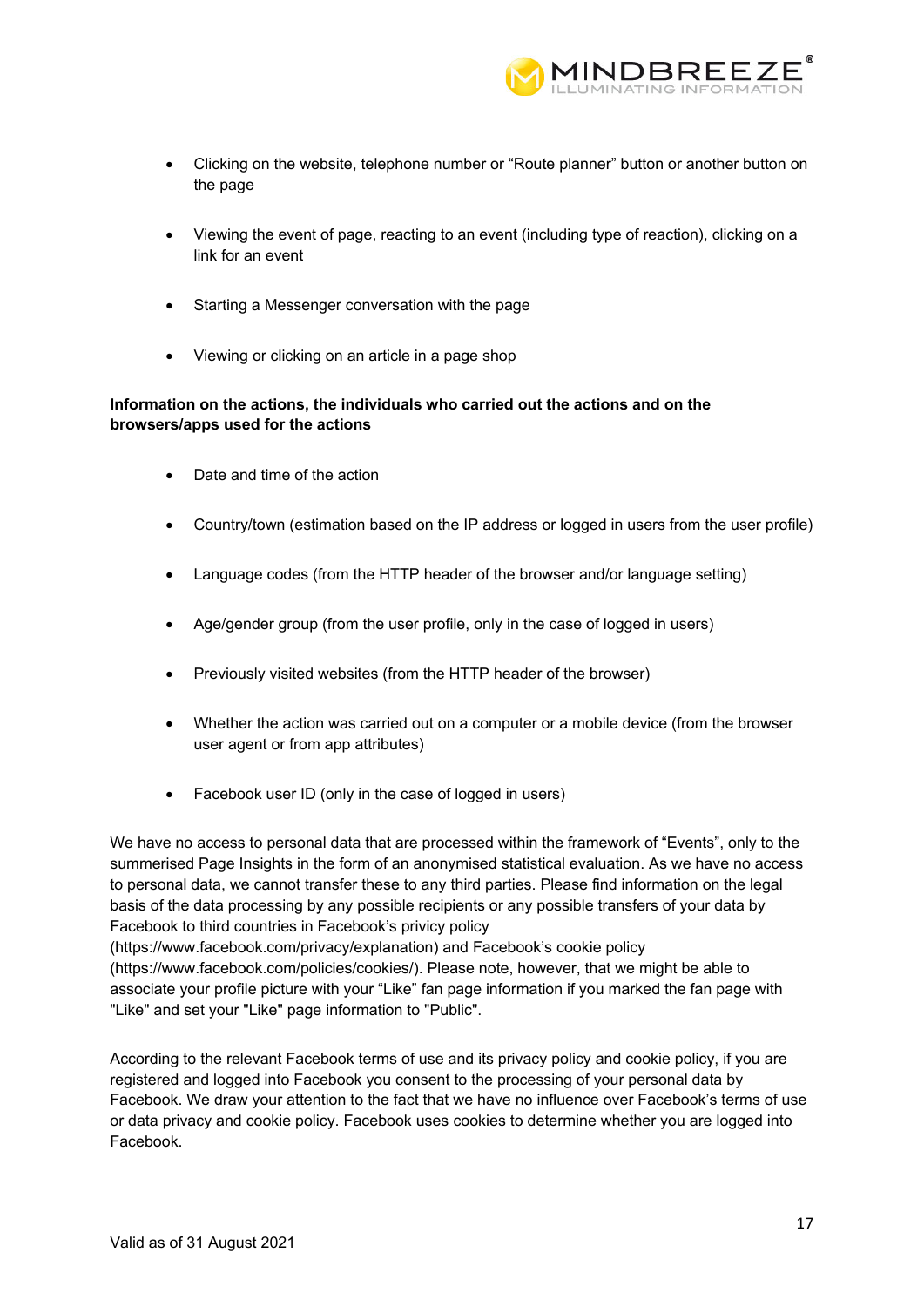- Clicking on the website, telephone number or "Route planner" button or another button on the page
- Viewing the event of page, reacting to an event (including type of reaction), clicking on a link for an event
- Starting a Messenger conversation with the page
- Viewing or clicking on an article in a page shop

**Information on the actions, the individuals who carried out the actions and on the browsers/apps used for the actions**

- Date and time of the action
- Country/town (estimation based on the IP address or logged in users from the user profile)
- Language codes (from the HTTP header of the browser and/or language setting)
- Age/gender group (from the user profile, only in the case of logged in users)
- Previously visited websites (from the HTTP header of the browser)
- Whether the action was carried out on a computer or a mobile device (from the browser user agent or from app attributes)
- Facebook user ID (only in the case of logged in users)

We have no access to personal data that are processed within the framework of "Events", only to the summerised Page Insights in the form of an anonymised statistical evaluation. As we have no access to personal data, we cannot transfer these to any third parties. Please find information on the legal basis of the data processing by any possible recipients or any possible transfers of your data by Facebook to third countries in Facebook's privacy policy (https://www.facebook.com/privacy/explanation) and Facebook's cookie policy (https://www.facebook.com/policies/cookies/). Please note, however, that we might be able to associate your profile picture with your "Like" fan page information if you marked the fan page with "Like" and set your "Like" page information to "Public".

According to the relevant Facebook terms of use and its privacy policy and cookie policy, if you are registered and logged into Facebook you consent to the processing of your personal data by Facebook. We draw your attention to the fact that we have no influence over Facebook's terms of use or data privacy and cookie policy. Facebook uses cookies to determine whether you are logged into Facebook.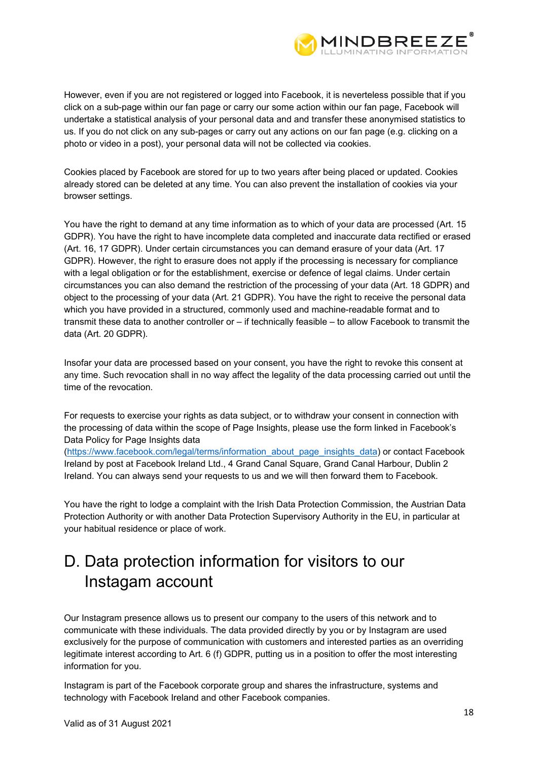However, even if you are not registered or logged into Facebook, it is neverteless possible that if you click on a sub-page within our fan page or carry our some action within our fan page, Facebook will undertake a statistical analysis of your personal data and and transfer these anonymised statistics to us. If you do not click on any sub-pages or carry out any actions on our fan page (e.g. clicking on a photo or video in a post), your personal data will not be collected via cookies.

Cookies placed by Facebook are stored for up to two years after being placed or updated. Cookies already stored can be deleted at any time. You can also prevent the installation of cookies via your browser settings.

You have the right to demand at any time information as to which of your data are processed (Art. 15 GDPR). You have the right to have incomplete data completed and inaccurate data rectified or erased (Art. 16, 17 GDPR). Under certain circumstances you can demand erasure of your data (Art. 17 GDPR). However, the right to erasure does not apply if the processing is necessary for compliance with a legal obligation or for the establishment, exercise or defence of legal claims. Under certain circumstances you can also demand the restriction of the processing of your data (Art. 18 GDPR) and object to the processing of your data (Art. 21 GDPR). You have the right to receive the personal data which you have provided in a structured, commonly used and machine-readable format and to transmit these data to another controller or – if technically feasible – to allow Facebook to transmit the data (Art. 20 GDPR).

Insofar your data are processed based on your consent, you have the right to revoke this consent at any time. Such revocation shall in no way affect the legality of the data processing carried out until the time of the revocation.

For requests to exercise your rights as data subject, or to withdraw your consent in connection with the processing of data within the scope of Page Insights, please use the form linked in Facebook's Data Policy for Page Insights data (https://www.facebook.com/legal/terms/information_about_page_insights_data) or contact Facebook Ireland by post at Facebook Ireland Ltd., 4 Grand Canal Square, Grand Canal Harbour, Dublin 2 Ireland. You can always send your requests to us and we will then forward them to Facebook.

You have the right to lodge a complaint with the Irish Data Protection Commission, the Austrian Data Protection Authority or with another Data Protection Supervisory Authority in the EU, in particular at your habitual residence or place of work.

# D. Data protection information for visitors to our Instagam account

Our Instagram presence allows us to present our company to the users of this network and to communicate with these individuals. The data provided directly by you or by Instagram are used exclusively for the purpose of communication with customers and interested parties as an overriding legitimate interest according to Art. 6 (f) GDPR, putting us in a position to offer the most interesting information for you.

Instagram is part of the Facebook corporate group and shares the infrastructure, systems and technology with Facebook Ireland and other Facebook companies.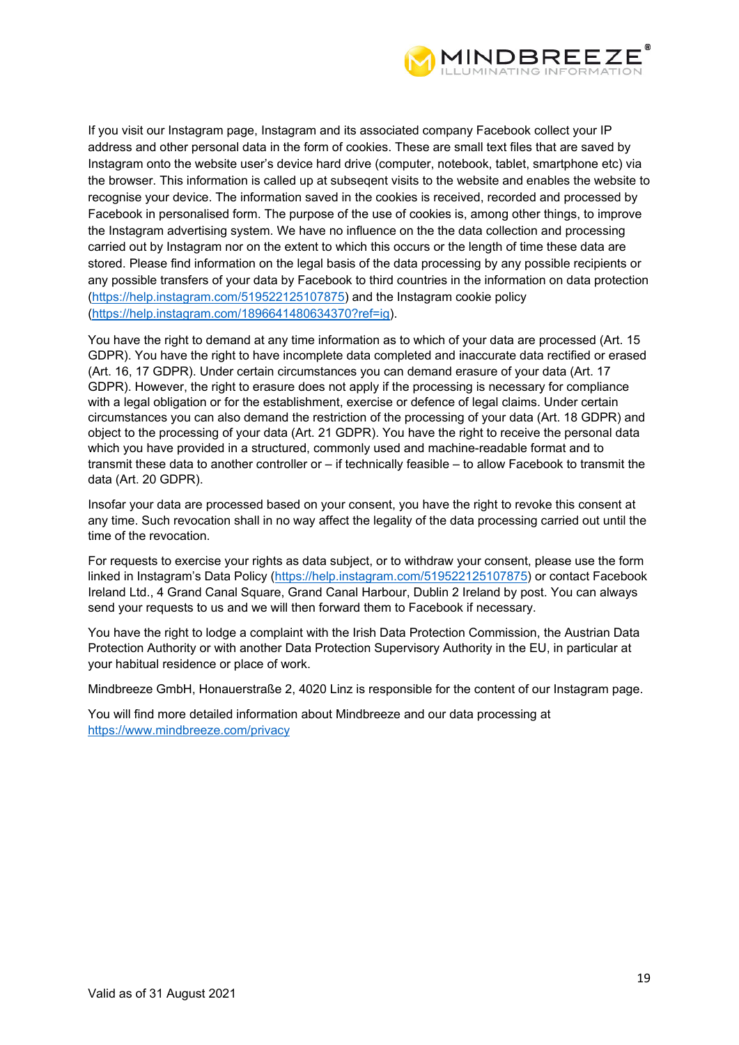If you visit our Instagram page, Instagram and its associated company Facebook collect your IP address and other personal data in the form of cookies. These are small text files that are saved by Instagram onto the website user's device hard drive (computer, notebook, tablet, smartphone etc) via the browser. This information is called up at subseqent visits to the website and enables the website to recognise your device. The information saved in the cookies is received, recorded and processed by Facebook in personalised form. The purpose of the use of cookies is, among other things, to improve the Instagram advertising system. We have no influence on the the data collection and processing carried out by Instagram nor on the extent to which this occurs or the length of time these data are stored. Please find information on the legal basis of the data processing by any possible recipients or any possible transfers of your data by Facebook to third countries in the information on data protection (https://help.instagram.com/519522125107875) and the Instagram cookie policy (https://help.instagram.com/1896641480634370?ref=ig).

You have the right to demand at any time information as to which of your data are processed (Art. 15 GDPR). You have the right to have incomplete data completed and inaccurate data rectified or erased (Art. 16, 17 GDPR). Under certain circumstances you can demand erasure of your data (Art. 17 GDPR). However, the right to erasure does not apply if the processing is necessary for compliance with a legal obligation or for the establishment, exercise or defence of legal claims. Under certain circumstances you can also demand the restriction of the processing of your data (Art. 18 GDPR) and object to the processing of your data (Art. 21 GDPR). You have the right to receive the personal data which you have provided in a structured, commonly used and machine-readable format and to transmit these data to another controller or – if technically feasible – to allow Facebook to transmit the data (Art. 20 GDPR).

Insofar your data are processed based on your consent, you have the right to revoke this consent at any time. Such revocation shall in no way affect the legality of the data processing carried out until the time of the revocation.

For requests to exercise your rights as data subject, or to withdraw your consent, please use the form linked in Instagram's Data Policy (https://help.instagram.com/519522125107875) or contact Facebook Ireland Ltd., 4 Grand Canal Square, Grand Canal Harbour, Dublin 2 Ireland by post. You can always send your requests to us and we will then forward them to Facebook if necessary.

You have the right to lodge a complaint with the Irish Data Protection Commission, the Austrian Data Protection Authority or with another Data Protection Supervisory Authority in the EU, in particular at your habitual residence or place of work.

Mindbreeze GmbH, Honauerstraße 2, 4020 Linz is responsible for the content of our Instagram page.

You will find more detailed information about Mindbreeze and our data processing at https://www.mindbreeze.com/privacy

Valid as of 31 August 2021